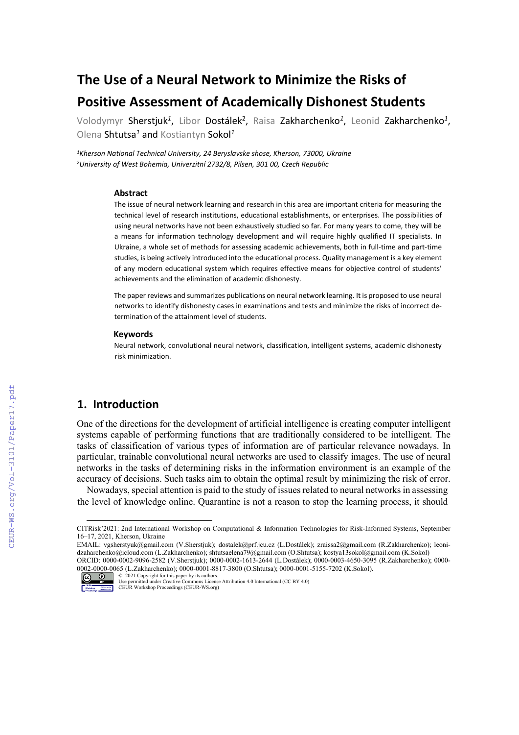# The Use of a Neural Network to Minimize the Risks of Positive Assessment of Academically Dishonest Students

Volodymyr Sherstjuk[1], Libor Dostálek[2], Raisa Zakharchenko[1], Leonid Zakharchenko[1], Olena Shtutsa[1] and Kostiantyn Sokol[1]

[1]*Kherson National Technical University, 24 Beryslavske shose, Kherson, 73000, Ukraine*
[2]*University of West Bohemia, Univerzitní 2732/8, Pilsen, 301 00, Czech Republic*

### Abstract

The issue of neural network learning and research in this area are important criteria for measuring the technical level of research institutions, educational establishments, or enterprises. The possibilities of using neural networks have not been exhaustively studied so far. For many years to come, they will be a means for information technology development and will require highly qualified IT specialists. In Ukraine, a whole set of methods for assessing academic achievements, both in full-time and part-time studies, is being actively introduced into the educational process. Quality management is a key element of any modern educational system which requires effective means for objective control of students' achievements and the elimination of academic dishonesty.

The paper reviews and summarizes publications on neural network learning. It is proposed to use neural networks to identify dishonesty cases in examinations and tests and minimize the risks of incorrect determination of the attainment level of students.

### Keywords

Neural network, convolutional neural network, classification, intelligent systems, academic dishonesty risk minimization.

## 1. Introduction

One of the directions for the development of artificial intelligence is creating computer intelligent systems capable of performing functions that are traditionally considered to be intelligent. The tasks of classification of various types of information are of particular relevance nowadays. In particular, trainable convolutional neural networks are used to classify images. The use of neural networks in the tasks of determining risks in the information environment is an example of the accuracy of decisions. Such tasks aim to obtain the optimal result by minimizing the risk of error.

Nowadays, special attention is paid to the study of issues related to neural networks in assessing the level of knowledge online. Quarantine is not a reason to stop the learning process, it should

---

CITRisk'2021: 2nd International Workshop on Computational & Information Technologies for Risk-Informed Systems, September 16–17, 2021, Kherson, Ukraine
EMAIL: vgsherstyuk@gmail.com (V.Sherstjuk); dostalek@prf.jcu.cz (L.Dostálek); zraissa2@gmail.com (R.Zakharchenko); leonidzaharchenko@icloud.com (L.Zakharchenko); shtutsaelena79@gmail.com (O.Shtutsa); kostya13sokol@gmail.com (K.Sokol)
ORCID: 0000-0002-9096-2582 (V.Sherstjuk); 0000-0002-1613-2644 (L.Dostálek); 0000-0003-4650-3095 (R.Zakharchenko); 0000-0002-0000-0065 (L.Zakharchenko); 0000-0001-8817-3800 (O.Shtutsa); 0000-0001-5155-7202 (K.Sokol).
© 2021 Copyright for this paper by its authors.
Use permitted under Creative Commons License Attribution 4.0 International (CC BY 4.0).
CEUR Workshop Proceedings (CEUR-WS.org)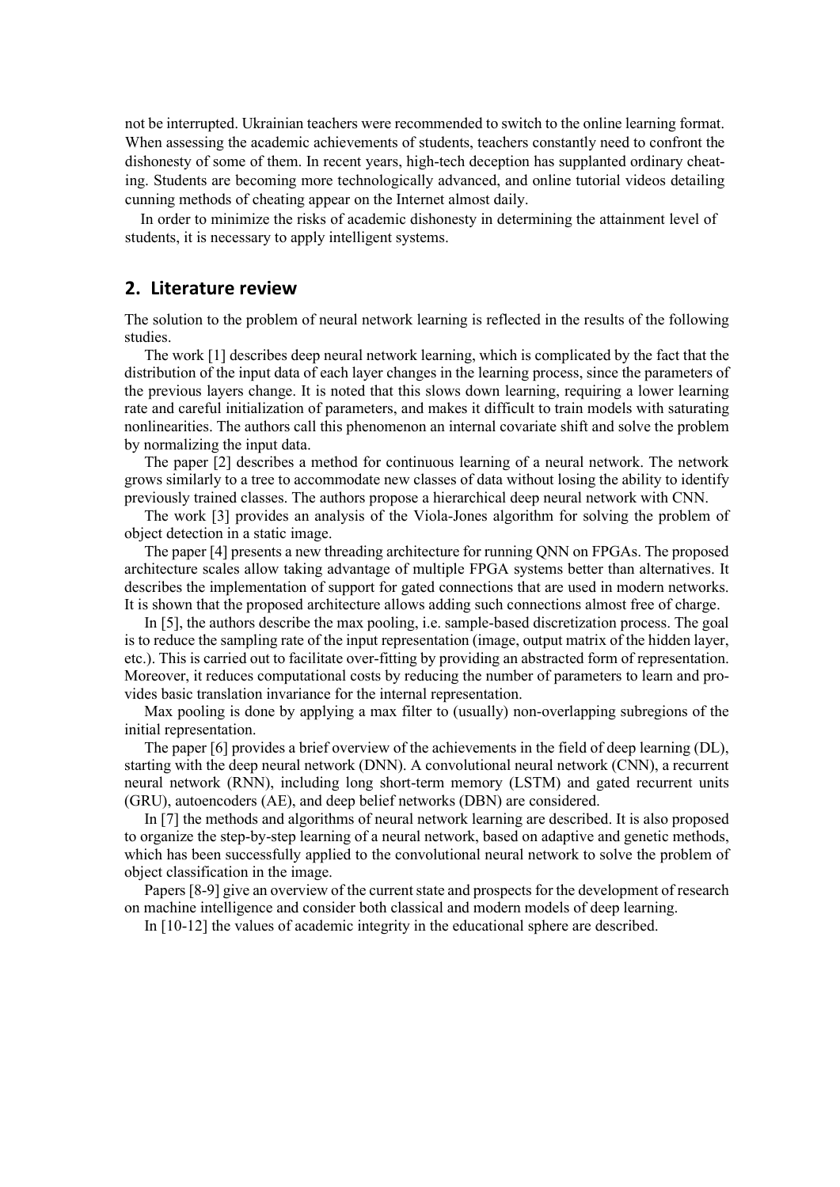not be interrupted. Ukrainian teachers were recommended to switch to the online learning format. When assessing the academic achievements of students, teachers constantly need to confront the dishonesty of some of them. In recent years, high-tech deception has supplanted ordinary cheating. Students are becoming more technologically advanced, and online tutorial videos detailing cunning methods of cheating appear on the Internet almost daily.

In order to minimize the risks of academic dishonesty in determining the attainment level of students, it is necessary to apply intelligent systems.

## 2. Literature review

The solution to the problem of neural network learning is reflected in the results of the following studies.

The work [1] describes deep neural network learning, which is complicated by the fact that the distribution of the input data of each layer changes in the learning process, since the parameters of the previous layers change. It is noted that this slows down learning, requiring a lower learning rate and careful initialization of parameters, and makes it difficult to train models with saturating nonlinearities. The authors call this phenomenon an internal covariate shift and solve the problem by normalizing the input data.

The paper [2] describes a method for continuous learning of a neural network. The network grows similarly to a tree to accommodate new classes of data without losing the ability to identify previously trained classes. The authors propose a hierarchical deep neural network with CNN.

The work [3] provides an analysis of the Viola-Jones algorithm for solving the problem of object detection in a static image.

The paper [4] presents a new threading architecture for running QNN on FPGAs. The proposed architecture scales allow taking advantage of multiple FPGA systems better than alternatives. It describes the implementation of support for gated connections that are used in modern networks. It is shown that the proposed architecture allows adding such connections almost free of charge.

In [5], the authors describe the max pooling, i.e. sample-based discretization process. The goal is to reduce the sampling rate of the input representation (image, output matrix of the hidden layer, etc.). This is carried out to facilitate over-fitting by providing an abstracted form of representation. Moreover, it reduces computational costs by reducing the number of parameters to learn and provides basic translation invariance for the internal representation.

Max pooling is done by applying a max filter to (usually) non-overlapping subregions of the initial representation.

The paper [6] provides a brief overview of the achievements in the field of deep learning (DL), starting with the deep neural network (DNN). A convolutional neural network (CNN), a recurrent neural network (RNN), including long short-term memory (LSTM) and gated recurrent units (GRU), autoencoders (AE), and deep belief networks (DBN) are considered.

In [7] the methods and algorithms of neural network learning are described. It is also proposed to organize the step-by-step learning of a neural network, based on adaptive and genetic methods, which has been successfully applied to the convolutional neural network to solve the problem of object classification in the image.

Papers [8-9] give an overview of the current state and prospects for the development of research on machine intelligence and consider both classical and modern models of deep learning.

In [10-12] the values of academic integrity in the educational sphere are described.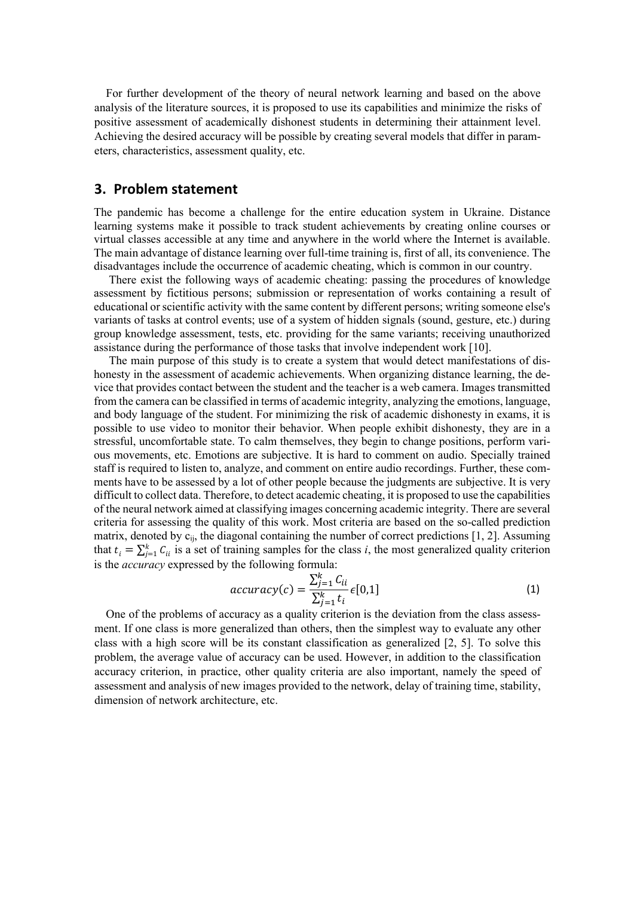For further development of the theory of neural network learning and based on the above analysis of the literature sources, it is proposed to use its capabilities and minimize the risks of positive assessment of academically dishonest students in determining their attainment level. Achieving the desired accuracy will be possible by creating several models that differ in parameters, characteristics, assessment quality, etc.

## 3. Problem statement

The pandemic has become a challenge for the entire education system in Ukraine. Distance learning systems make it possible to track student achievements by creating online courses or virtual classes accessible at any time and anywhere in the world where the Internet is available. The main advantage of distance learning over full-time training is, first of all, its convenience. The disadvantages include the occurrence of academic cheating, which is common in our country.

There exist the following ways of academic cheating: passing the procedures of knowledge assessment by fictitious persons; submission or representation of works containing a result of educational or scientific activity with the same content by different persons; writing someone else's variants of tasks at control events; use of a system of hidden signals (sound, gesture, etc.) during group knowledge assessment, tests, etc. providing for the same variants; receiving unauthorized assistance during the performance of those tasks that involve independent work [10].

The main purpose of this study is to create a system that would detect manifestations of dishonesty in the assessment of academic achievements. When organizing distance learning, the device that provides contact between the student and the teacher is a web camera. Images transmitted from the camera can be classified in terms of academic integrity, analyzing the emotions, language, and body language of the student. For minimizing the risk of academic dishonesty in exams, it is possible to use video to monitor their behavior. When people exhibit dishonesty, they are in a stressful, uncomfortable state. To calm themselves, they begin to change positions, perform various movements, etc. Emotions are subjective. It is hard to comment on audio. Specially trained staff is required to listen to, analyze, and comment on entire audio recordings. Further, these comments have to be assessed by a lot of other people because the judgments are subjective. It is very difficult to collect data. Therefore, to detect academic cheating, it is proposed to use the capabilities of the neural network aimed at classifying images concerning academic integrity. There are several criteria for assessing the quality of this work. Most criteria are based on the so-called prediction matrix, denoted by $c_{ij}$, the diagonal containing the number of correct predictions [1, 2]. Assuming that $t_i = \sum_{j=1}^{k} C_{ii}$ is a set of training samples for the class *i*, the most generalized quality criterion is the *accuracy* expressed by the following formula:

$$accuracy(c) = \frac{\sum_{j=1}^{k} C_{ii}}{\sum_{j=1}^{k} t_i} \epsilon [0,1] \tag{1}$$

One of the problems of accuracy as a quality criterion is the deviation from the class assessment. If one class is more generalized than others, then the simplest way to evaluate any other class with a high score will be its constant classification as generalized [2, 5]. To solve this problem, the average value of accuracy can be used. However, in addition to the classification accuracy criterion, in practice, other quality criteria are also important, namely the speed of assessment and analysis of new images provided to the network, delay of training time, stability, dimension of network architecture, etc.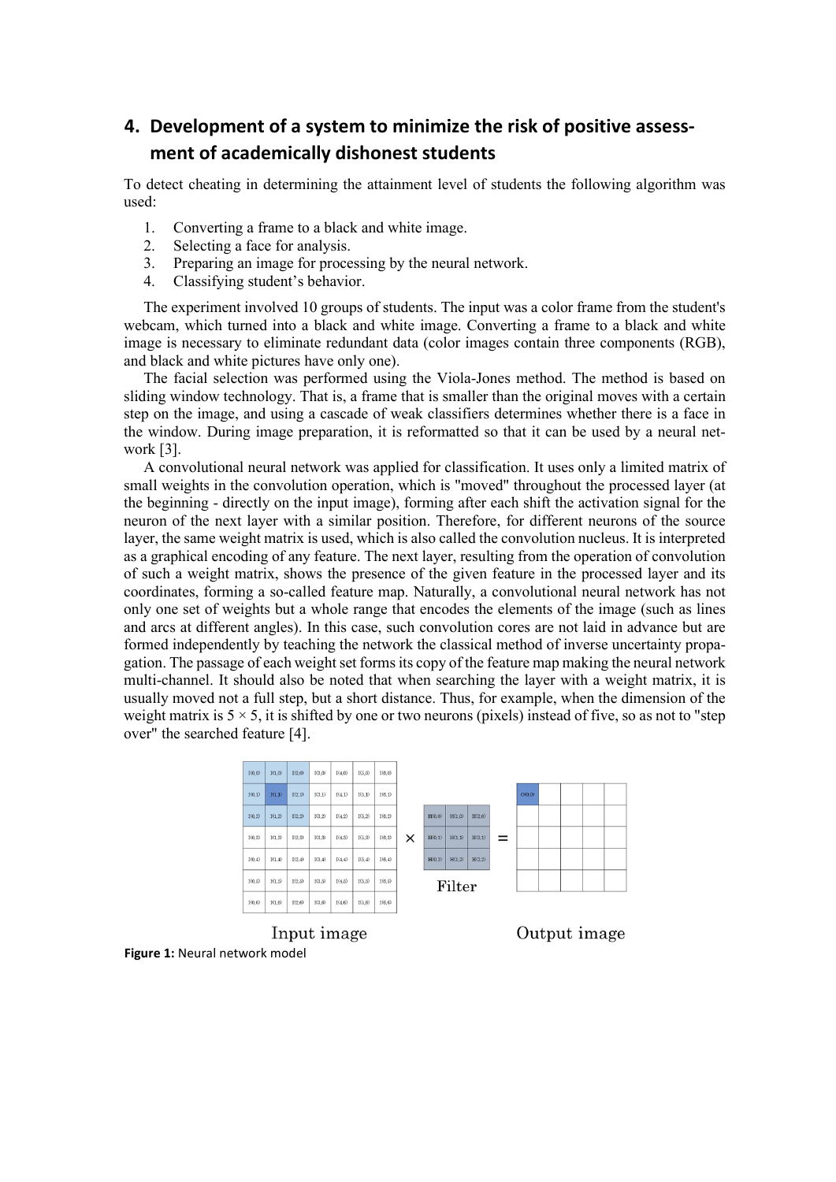## 4. Development of a system to minimize the risk of positive assessment of academically dishonest students

To detect cheating in determining the attainment level of students the following algorithm was used:

1. Converting a frame to a black and white image.
2. Selecting a face for analysis.
3. Preparing an image for processing by the neural network.
4. Classifying student's behavior.

The experiment involved 10 groups of students. The input was a color frame from the student's webcam, which turned into a black and white image. Converting a frame to a black and white image is necessary to eliminate redundant data (color images contain three components (RGB), and black and white pictures have only one).

The facial selection was performed using the Viola-Jones method. The method is based on sliding window technology. That is, a frame that is smaller than the original moves with a certain step on the image, and using a cascade of weak classifiers determines whether there is a face in the window. During image preparation, it is reformatted so that it can be used by a neural network [3].

A convolutional neural network was applied for classification. It uses only a limited matrix of small weights in the convolution operation, which is "moved" throughout the processed layer (at the beginning - directly on the input image), forming after each shift the activation signal for the neuron of the next layer with a similar position. Therefore, for different neurons of the source layer, the same weight matrix is used, which is also called the convolution nucleus. It is interpreted as a graphical encoding of any feature. The next layer, resulting from the operation of convolution of such a weight matrix, shows the presence of the given feature in the processed layer and its coordinates, forming a so-called feature map. Naturally, a convolutional neural network has not only one set of weights but a whole range that encodes the elements of the image (such as lines and arcs at different angles). In this case, such convolution cores are not laid in advance but are formed independently by teaching the network the classical method of inverse uncertainty propagation. The passage of each weight set forms its copy of the feature map making the neural network multi-channel. It should also be noted that when searching the layer with a weight matrix, it is usually moved not a full step, but a short distance. Thus, for example, when the dimension of the weight matrix is $5 \times 5$, it is shifted by one or two neurons (pixels) instead of five, so as not to "step over" the searched feature [4].

**Figure 1:** Neural network model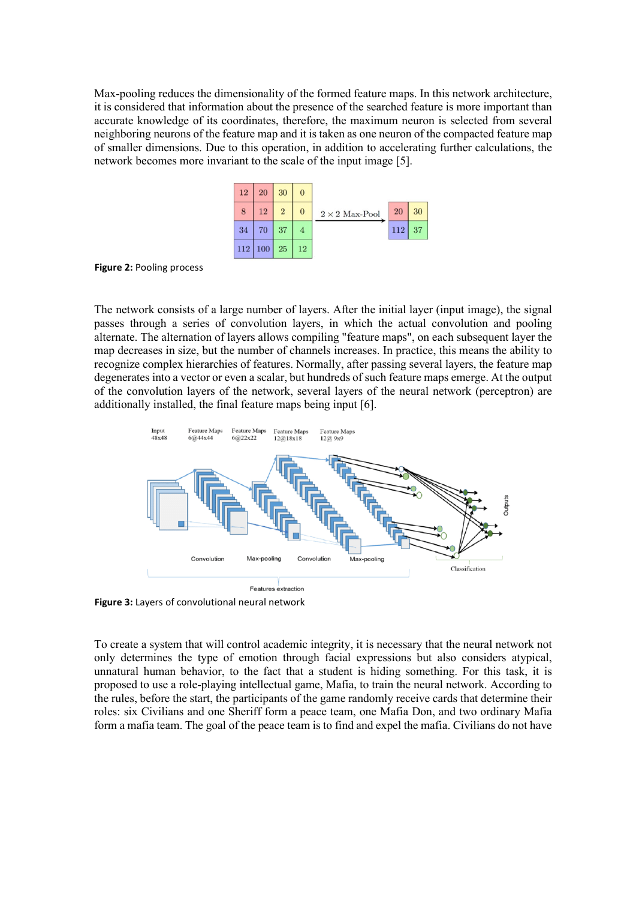Max-pooling reduces the dimensionality of the formed feature maps. In this network architecture, it is considered that information about the presence of the searched feature is more important than accurate knowledge of its coordinates, therefore, the maximum neuron is selected from several neighboring neurons of the feature map and it is taken as one neuron of the compacted feature map of smaller dimensions. Due to this operation, in addition to accelerating further calculations, the network becomes more invariant to the scale of the input image [5].

**Figure 2:** Pooling process

The network consists of a large number of layers. After the initial layer (input image), the signal passes through a series of convolution layers, in which the actual convolution and pooling alternate. The alternation of layers allows compiling "feature maps", on each subsequent layer the map decreases in size, but the number of channels increases. In practice, this means the ability to recognize complex hierarchies of features. Normally, after passing several layers, the feature map degenerates into a vector or even a scalar, but hundreds of such feature maps emerge. At the output of the convolution layers of the network, several layers of the neural network (perceptron) are additionally installed, the final feature maps being input [6].

**Figure 3:** Layers of convolutional neural network

To create a system that will control academic integrity, it is necessary that the neural network not only determines the type of emotion through facial expressions but also considers atypical, unnatural human behavior, to the fact that a student is hiding something. For this task, it is proposed to use a role-playing intellectual game, Mafia, to train the neural network. According to the rules, before the start, the participants of the game randomly receive cards that determine their roles: six Civilians and one Sheriff form a peace team, one Mafia Don, and two ordinary Mafia form a mafia team. The goal of the peace team is to find and expel the mafia. Civilians do not have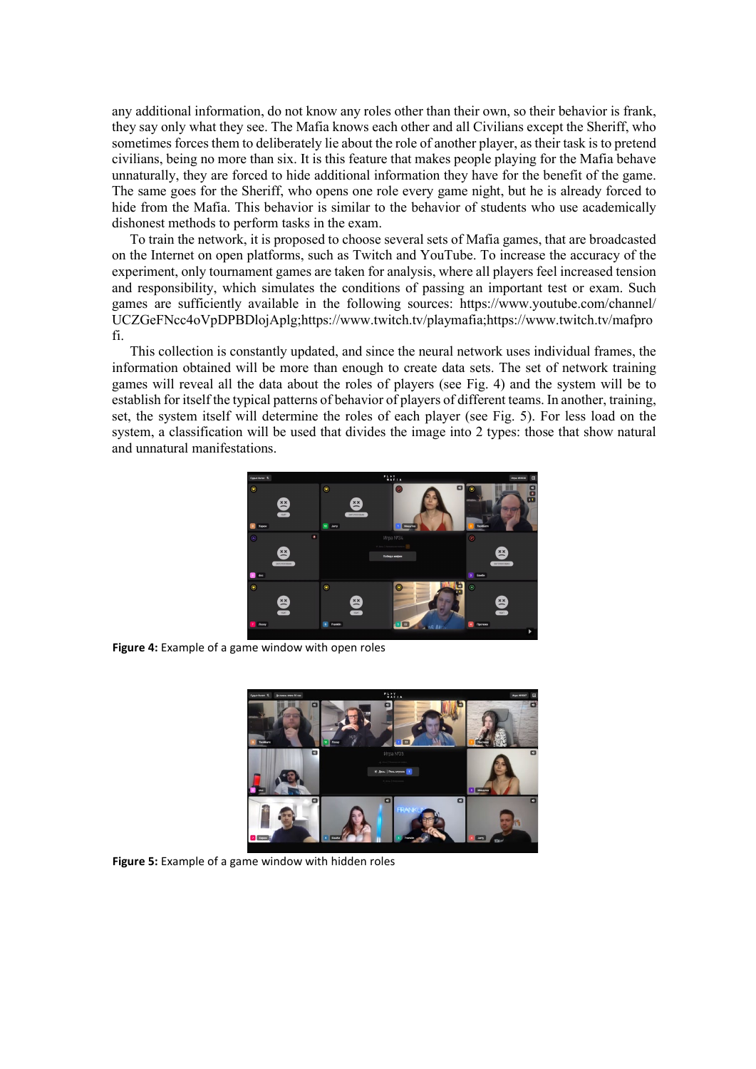any additional information, do not know any roles other than their own, so their behavior is frank, they say only what they see. The Mafia knows each other and all Civilians except the Sheriff, who sometimes forces them to deliberately lie about the role of another player, as their task is to pretend civilians, being no more than six. It is this feature that makes people playing for the Mafia behave unnaturally, they are forced to hide additional information they have for the benefit of the game. The same goes for the Sheriff, who opens one role every game night, but he is already forced to hide from the Mafia. This behavior is similar to the behavior of students who use academically dishonest methods to perform tasks in the exam.

To train the network, it is proposed to choose several sets of Mafia games, that are broadcasted on the Internet on open platforms, such as Twitch and YouTube. To increase the accuracy of the experiment, only tournament games are taken for analysis, where all players feel increased tension and responsibility, which simulates the conditions of passing an important test or exam. Such games are sufficiently available in the following sources: https://www.youtube.com/channel/UCZGeFNcc4oVpDPBDlojAplg;https://www.twitch.tv/playmafia;https://www.twitch.tv/mafprofi.

This collection is constantly updated, and since the neural network uses individual frames, the information obtained will be more than enough to create data sets. The set of network training games will reveal all the data about the roles of players (see Fig. 4) and the system will be to establish for itself the typical patterns of behavior of players of different teams. In another, training, set, the system itself will determine the roles of each player (see Fig. 5). For less load on the system, a classification will be used that divides the image into 2 types: those that show natural and unnatural manifestations.

**Figure 4:** Example of a game window with open roles

**Figure 5:** Example of a game window with hidden roles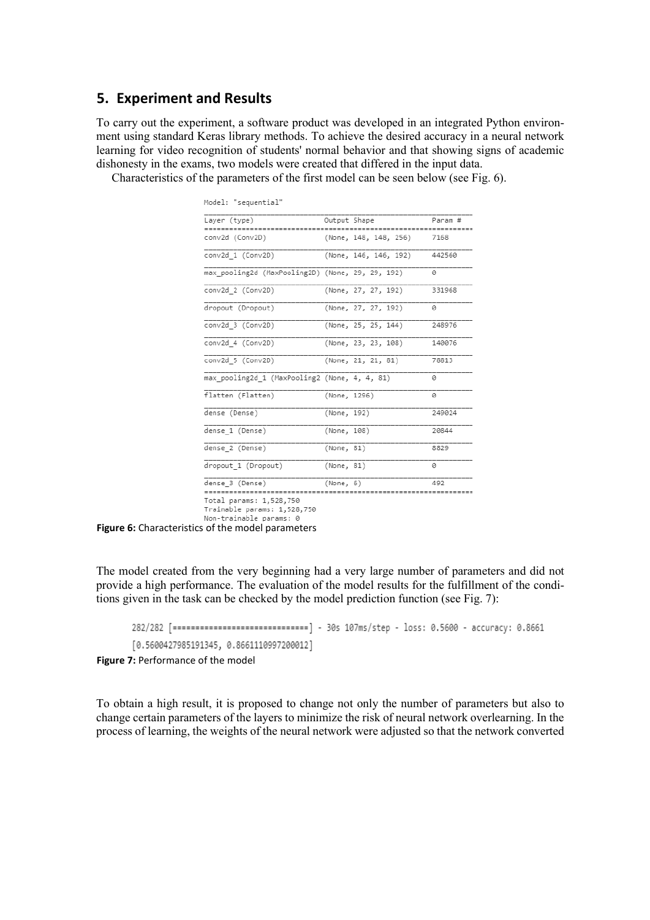## 5. Experiment and Results

To carry out the experiment, a software product was developed in an integrated Python environment using standard Keras library methods. To achieve the desired accuracy in a neural network learning for video recognition of students' normal behavior and that showing signs of academic dishonesty in the exams, two models were created that differed in the input data.

Characteristics of the parameters of the first model can be seen below (see Fig. 6).

```
Model: "sequential"
_________________________________________________________________
Layer (type)                 Output Shape              Param #
=================================================================
conv2d (Conv2D)              (None, 148, 148, 256)     7168
_________________________________________________________________
conv2d_1 (Conv2D)            (None, 146, 146, 192)     442560
_________________________________________________________________
max_pooling2d (MaxPooling2D) (None, 29, 29, 192)       0
_________________________________________________________________
conv2d_2 (Conv2D)            (None, 27, 27, 192)       331968
_________________________________________________________________
dropout (Dropout)            (None, 27, 27, 192)       0
_________________________________________________________________
conv2d_3 (Conv2D)            (None, 25, 25, 144)       248976
_________________________________________________________________
conv2d_4 (Conv2D)            (None, 23, 23, 108)       140076
_________________________________________________________________
conv2d_5 (Conv2D)            (None, 21, 21, 81)        78813
_________________________________________________________________
max_pooling2d_1 (MaxPooling2 (None, 4, 4, 81)          0
_________________________________________________________________
flatten (Flatten)            (None, 1296)              0
_________________________________________________________________
dense (Dense)                (None, 192)               249024
_________________________________________________________________
dense_1 (Dense)              (None, 108)               20844
_________________________________________________________________
dense_2 (Dense)              (None, 81)                8829
_________________________________________________________________
dropout_1 (Dropout)          (None, 81)                0
_________________________________________________________________
dense_3 (Dense)              (None, 6)                 492
=================================================================
Total params: 1,528,750
Trainable params: 1,528,750
Non-trainable params: 0
```

**Figure 6:** Characteristics of the model parameters

The model created from the very beginning had a very large number of parameters and did not provide a high performance. The evaluation of the model results for the fulfillment of the conditions given in the task can be checked by the model prediction function (see Fig. 7):

```
282/282 [==============================] - 30s 107ms/step - loss: 0.5600 - accuracy: 0.8661
[0.5600427985191345, 0.8661110997200012]
```

**Figure 7:** Performance of the model

To obtain a high result, it is proposed to change not only the number of parameters but also to change certain parameters of the layers to minimize the risk of neural network overlearning. In the process of learning, the weights of the neural network were adjusted so that the network converted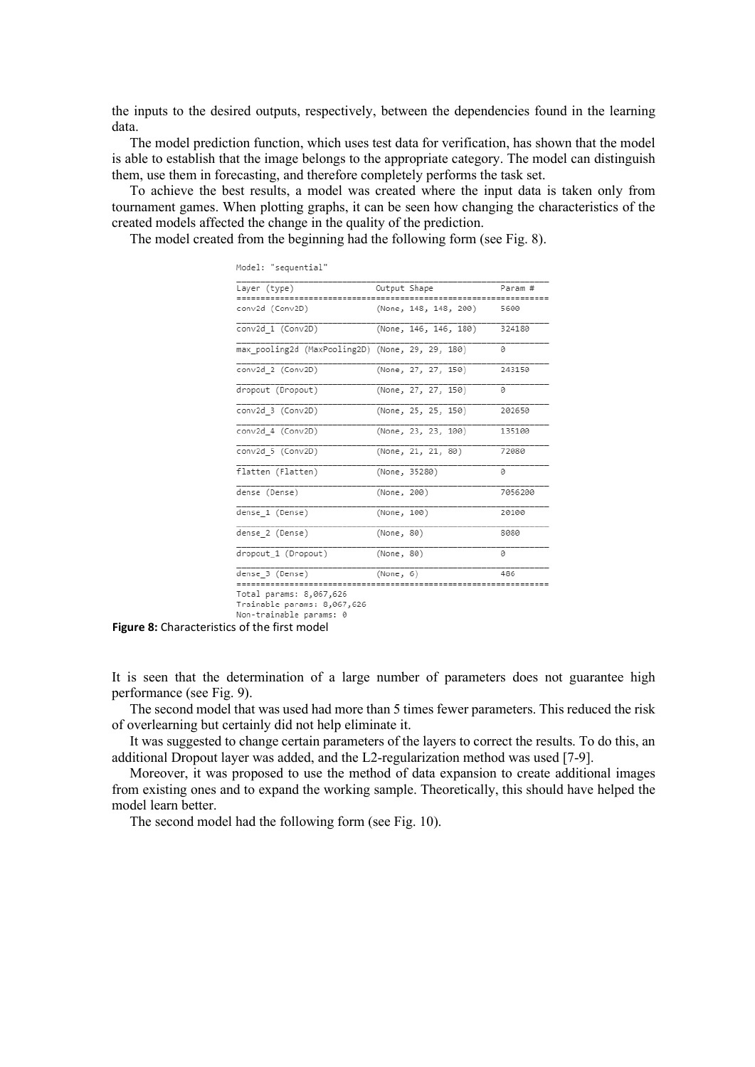the inputs to the desired outputs, respectively, between the dependencies found in the learning data.

The model prediction function, which uses test data for verification, has shown that the model is able to establish that the image belongs to the appropriate category. The model can distinguish them, use them in forecasting, and therefore completely performs the task set.

To achieve the best results, a model was created where the input data is taken only from tournament games. When plotting graphs, it can be seen how changing the characteristics of the created models affected the change in the quality of the prediction.

The model created from the beginning had the following form (see Fig. 8).

```
Model: "sequential"
_________________________________________________________________
Layer (type)                 Output Shape              Param #
=================================================================
conv2d (Conv2D)              (None, 148, 148, 200)     5600
_________________________________________________________________
conv2d_1 (Conv2D)            (None, 146, 146, 180)     324180
_________________________________________________________________
max_pooling2d (MaxPooling2D) (None, 29, 29, 180)       0
_________________________________________________________________
conv2d_2 (Conv2D)            (None, 27, 27, 150)       243150
_________________________________________________________________
dropout (Dropout)            (None, 27, 27, 150)       0
_________________________________________________________________
conv2d_3 (Conv2D)            (None, 25, 25, 150)       202650
_________________________________________________________________
conv2d_4 (Conv2D)            (None, 23, 23, 100)       135100
_________________________________________________________________
conv2d_5 (Conv2D)            (None, 21, 21, 80)        72080
_________________________________________________________________
flatten (Flatten)            (None, 35280)             0
_________________________________________________________________
dense (Dense)                (None, 200)               7056200
_________________________________________________________________
dense_1 (Dense)              (None, 100)               20100
_________________________________________________________________
dense_2 (Dense)              (None, 80)                8080
_________________________________________________________________
dropout_1 (Dropout)          (None, 80)                0
_________________________________________________________________
dense_3 (Dense)              (None, 6)                 486
=================================================================
Total params: 8,067,626
Trainable params: 8,067,626
Non-trainable params: 0
```

**Figure 8:** Characteristics of the first model

It is seen that the determination of a large number of parameters does not guarantee high performance (see Fig. 9).

The second model that was used had more than 5 times fewer parameters. This reduced the risk of overlearning but certainly did not help eliminate it.

It was suggested to change certain parameters of the layers to correct the results. To do this, an additional Dropout layer was added, and the L2-regularization method was used [7-9].

Moreover, it was proposed to use the method of data expansion to create additional images from existing ones and to expand the working sample. Theoretically, this should have helped the model learn better.

The second model had the following form (see Fig. 10).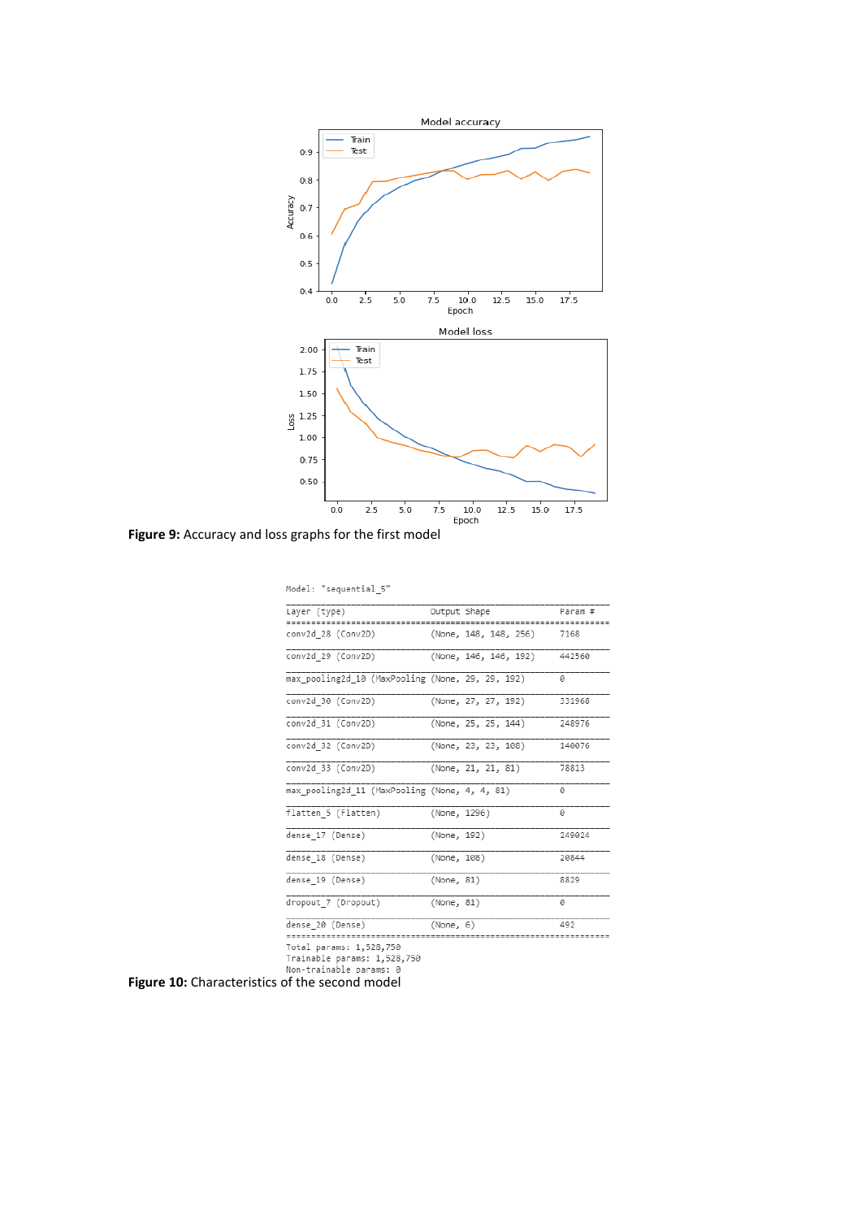Figure 9: Accuracy and loss graphs for the first model

```
Model: "sequential_5"
_________________________________________________________________
Layer (type)                 Output Shape              Param #
=================================================================
conv2d_28 (Conv2D)           (None, 148, 148, 256)     7168
_________________________________________________________________
conv2d_29 (Conv2D)           (None, 146, 146, 192)     442560
_________________________________________________________________
max_pooling2d_10 (MaxPooling (None, 29, 29, 192)       0
_________________________________________________________________
conv2d_30 (Conv2D)           (None, 27, 27, 192)       331968
_________________________________________________________________
conv2d_31 (Conv2D)           (None, 25, 25, 144)       248976
_________________________________________________________________
conv2d_32 (Conv2D)           (None, 23, 23, 108)       140076
_________________________________________________________________
conv2d_33 (Conv2D)           (None, 21, 21, 81)        78813
_________________________________________________________________
max_pooling2d_11 (MaxPooling (None, 4, 4, 81)          0
_________________________________________________________________
flatten_5 (Flatten)          (None, 1296)              0
_________________________________________________________________
dense_17 (Dense)             (None, 192)               249024
_________________________________________________________________
dense_18 (Dense)             (None, 108)               20844
_________________________________________________________________
dense_19 (Dense)             (None, 81)                8829
_________________________________________________________________
dropout_7 (Dropout)          (None, 81)                0
_________________________________________________________________
dense_20 (Dense)             (None, 6)                 492
=================================================================
Total params: 1,528,750
Trainable params: 1,528,750
Non-trainable params: 0
```

**Figure 10:** Characteristics of the second model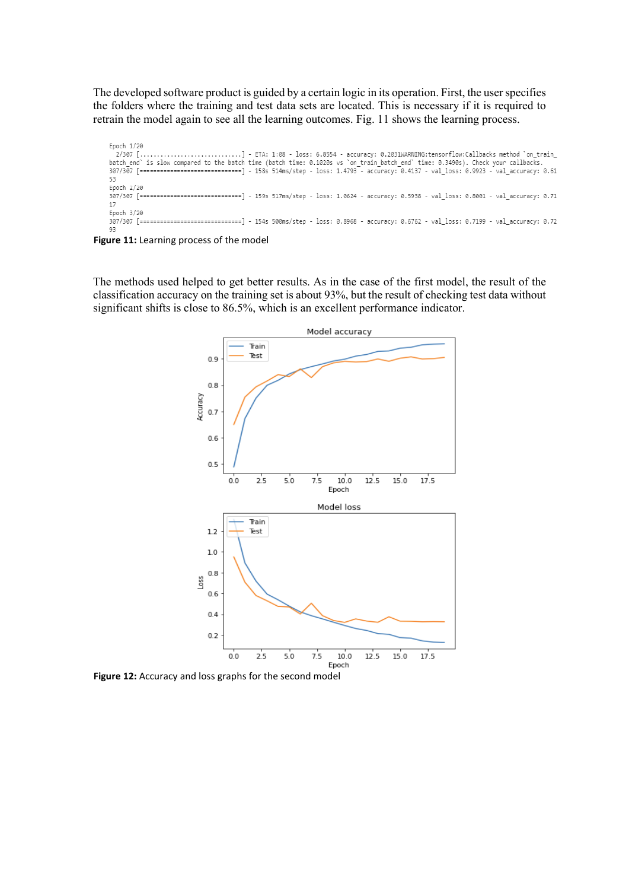The developed software product is guided by a certain logic in its operation. First, the user specifies the folders where the training and test data sets are located. This is necessary if it is required to retrain the model again to see all the learning outcomes. Fig. 11 shows the learning process.

```
Epoch 1/20
  2/307 [..............................] - ETA: 1:08 - loss: 6.8554 - accuracy: 0.2031WARNING:tensorflow:Callbacks method `on_train_
batch_end` is slow compared to the batch time (batch time: 0.1020s vs `on_train_batch_end` time: 0.3490s). Check your callbacks.
307/307 [==============================] - 158s 514ms/step - loss: 1.4793 - accuracy: 0.4137 - val_loss: 0.9923 - val_accuracy: 0.61
53
Epoch 2/20
307/307 [==============================] - 159s 517ms/step - loss: 1.0624 - accuracy: 0.5938 - val_loss: 0.8001 - val_accuracy: 0.71
17
Epoch 3/20
307/307 [==============================] - 154s 500ms/step - loss: 0.8968 - accuracy: 0.6762 - val_loss: 0.7199 - val_accuracy: 0.72
93
```

**Figure 11:** Learning process of the model

The methods used helped to get better results. As in the case of the first model, the result of the classification accuracy on the training set is about 93%, but the result of checking test data without significant shifts is close to 86.5%, which is an excellent performance indicator.

**Figure 12:** Accuracy and loss graphs for the second model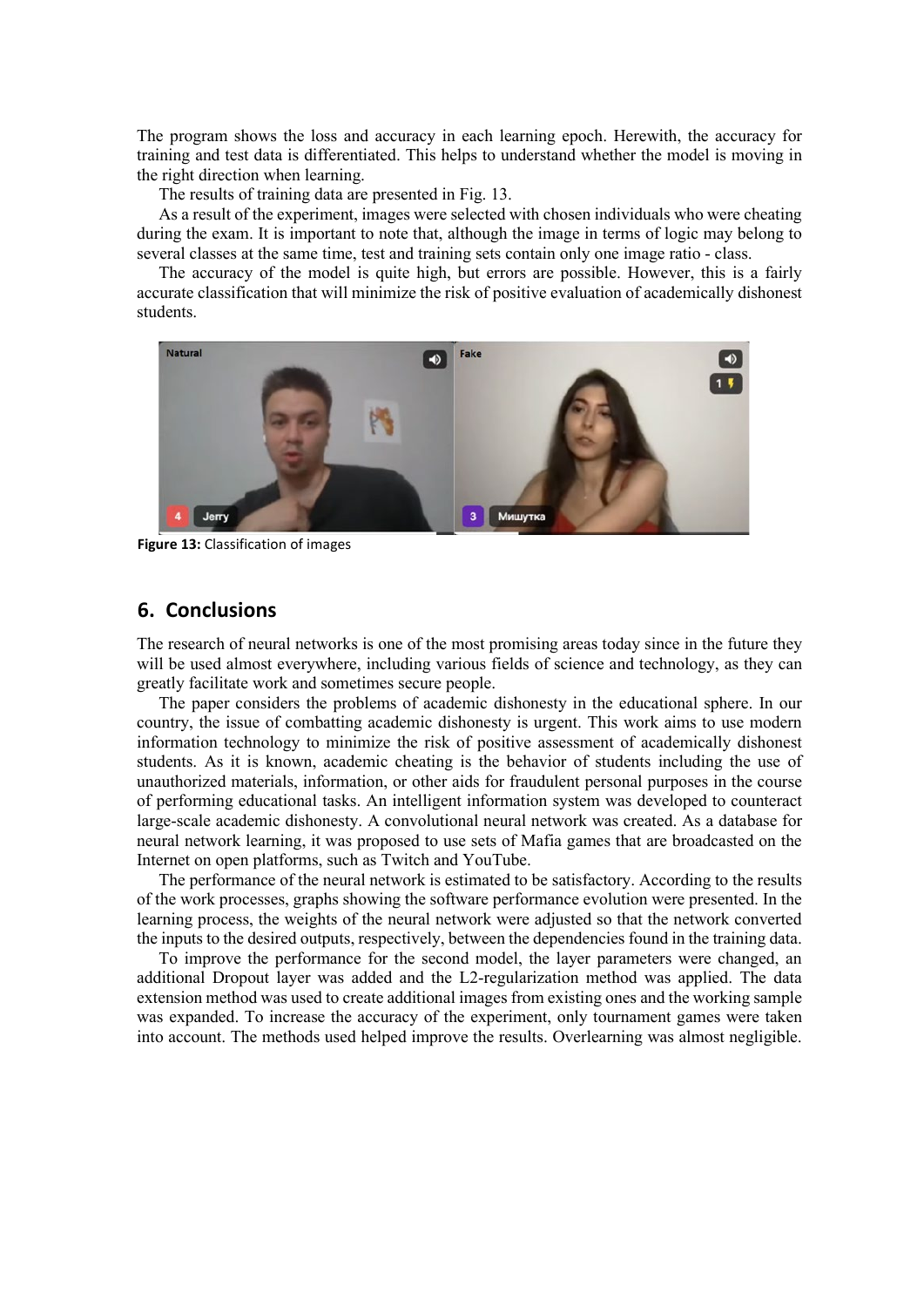The program shows the loss and accuracy in each learning epoch. Herewith, the accuracy for training and test data is differentiated. This helps to understand whether the model is moving in the right direction when learning.

The results of training data are presented in Fig. 13.

As a result of the experiment, images were selected with chosen individuals who were cheating during the exam. It is important to note that, although the image in terms of logic may belong to several classes at the same time, test and training sets contain only one image ratio - class.

The accuracy of the model is quite high, but errors are possible. However, this is a fairly accurate classification that will minimize the risk of positive evaluation of academically dishonest students.

**Figure 13:** Classification of images

## 6. Conclusions

The research of neural networks is one of the most promising areas today since in the future they will be used almost everywhere, including various fields of science and technology, as they can greatly facilitate work and sometimes secure people.

The paper considers the problems of academic dishonesty in the educational sphere. In our country, the issue of combatting academic dishonesty is urgent. This work aims to use modern information technology to minimize the risk of positive assessment of academically dishonest students. As it is known, academic cheating is the behavior of students including the use of unauthorized materials, information, or other aids for fraudulent personal purposes in the course of performing educational tasks. An intelligent information system was developed to counteract large-scale academic dishonesty. A convolutional neural network was created. As a database for neural network learning, it was proposed to use sets of Mafia games that are broadcasted on the Internet on open platforms, such as Twitch and YouTube.

The performance of the neural network is estimated to be satisfactory. According to the results of the work processes, graphs showing the software performance evolution were presented. In the learning process, the weights of the neural network were adjusted so that the network converted the inputs to the desired outputs, respectively, between the dependencies found in the training data.

To improve the performance for the second model, the layer parameters were changed, an additional Dropout layer was added and the L2-regularization method was applied. The data extension method was used to create additional images from existing ones and the working sample was expanded. To increase the accuracy of the experiment, only tournament games were taken into account. The methods used helped improve the results. Overlearning was almost negligible.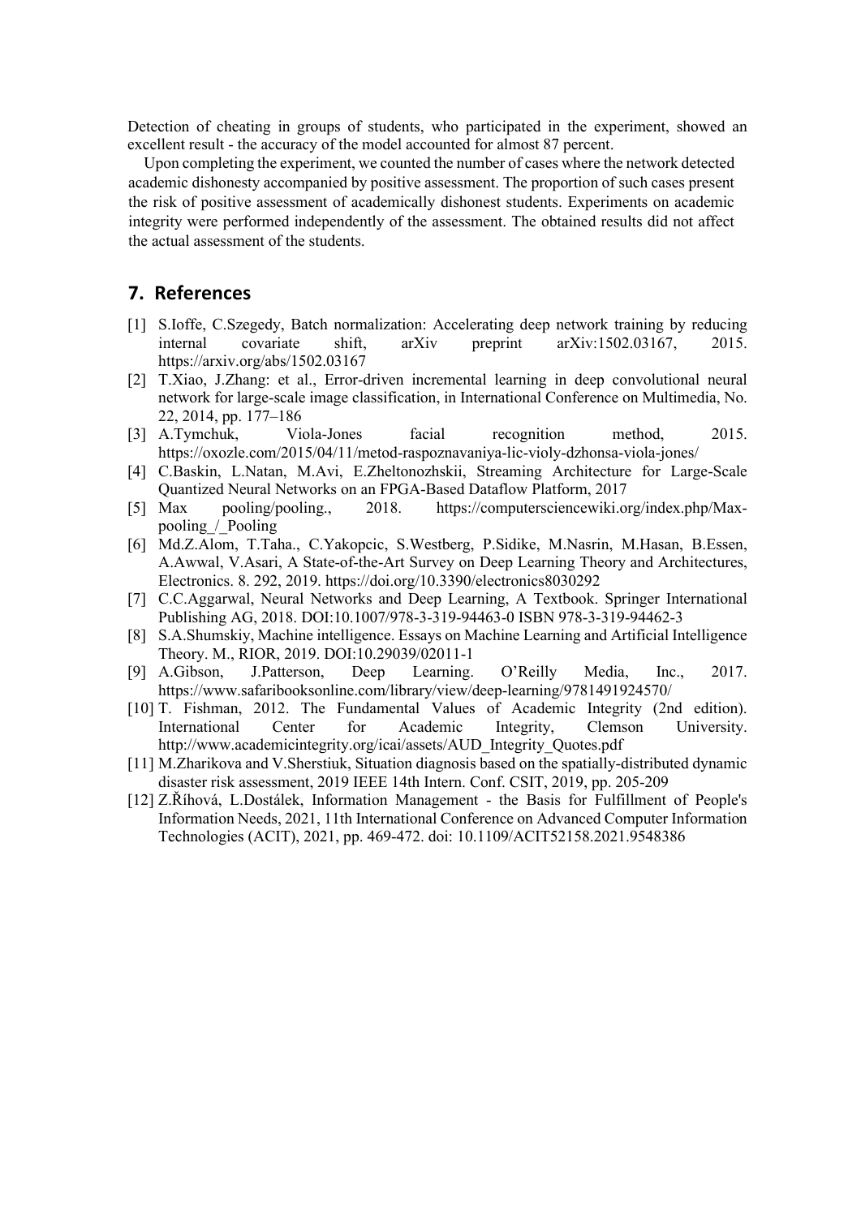Detection of cheating in groups of students, who participated in the experiment, showed an excellent result - the accuracy of the model accounted for almost 87 percent.

Upon completing the experiment, we counted the number of cases where the network detected academic dishonesty accompanied by positive assessment. The proportion of such cases present the risk of positive assessment of academically dishonest students. Experiments on academic integrity were performed independently of the assessment. The obtained results did not affect the actual assessment of the students.

## 7. References

[1] S.Ioffe, C.Szegedy, Batch normalization: Accelerating deep network training by reducing internal covariate shift, arXiv preprint arXiv:1502.03167, 2015. https://arxiv.org/abs/1502.03167

[2] T.Xiao, J.Zhang: et al., Error-driven incremental learning in deep convolutional neural network for large-scale image classification, in International Conference on Multimedia, No. 22, 2014, pp. 177–186

[3] A.Tymchuk, Viola-Jones facial recognition method, 2015. https://oxozle.com/2015/04/11/metod-raspoznavaniya-lic-violy-dzhonsa-viola-jones/

[4] C.Baskin, L.Natan, M.Avi, E.Zheltonozhskii, Streaming Architecture for Large-Scale Quantized Neural Networks on an FPGA-Based Dataflow Platform, 2017

[5] Max pooling/pooling., 2018. https://computersciencewiki.org/index.php/Max-pooling_/_Pooling

[6] Md.Z.Alom, T.Taha., C.Yakopcic, S.Westberg, P.Sidike, M.Nasrin, M.Hasan, B.Essen, A.Awwal, V.Asari, A State-of-the-Art Survey on Deep Learning Theory and Architectures, Electronics. 8. 292, 2019. https://doi.org/10.3390/electronics8030292

[7] C.C.Aggarwal, Neural Networks and Deep Learning, A Textbook. Springer International Publishing AG, 2018. DOI:10.1007/978-3-319-94463-0 ISBN 978-3-319-94462-3

[8] S.A.Shumskiy, Machine intelligence. Essays on Machine Learning and Artificial Intelligence Theory. M., RIOR, 2019. DOI:10.29039/02011-1

[9] A.Gibson, J.Patterson, Deep Learning. O'Reilly Media, Inc., 2017. https://www.safaribooksonline.com/library/view/deep-learning/9781491924570/

[10] T. Fishman, 2012. The Fundamental Values of Academic Integrity (2nd edition). International Center for Academic Integrity, Clemson University. http://www.academicintegrity.org/icai/assets/AUD_Integrity_Quotes.pdf

[11] M.Zharikova and V.Sherstiuk, Situation diagnosis based on the spatially-distributed dynamic disaster risk assessment, 2019 IEEE 14th Intern. Conf. CSIT, 2019, pp. 205-209

[12] Z.Říhová, L.Dostálek, Information Management - the Basis for Fulfillment of People's Information Needs, 2021, 11th International Conference on Advanced Computer Information Technologies (ACIT), 2021, pp. 469-472. doi: 10.1109/ACIT52158.2021.9548386